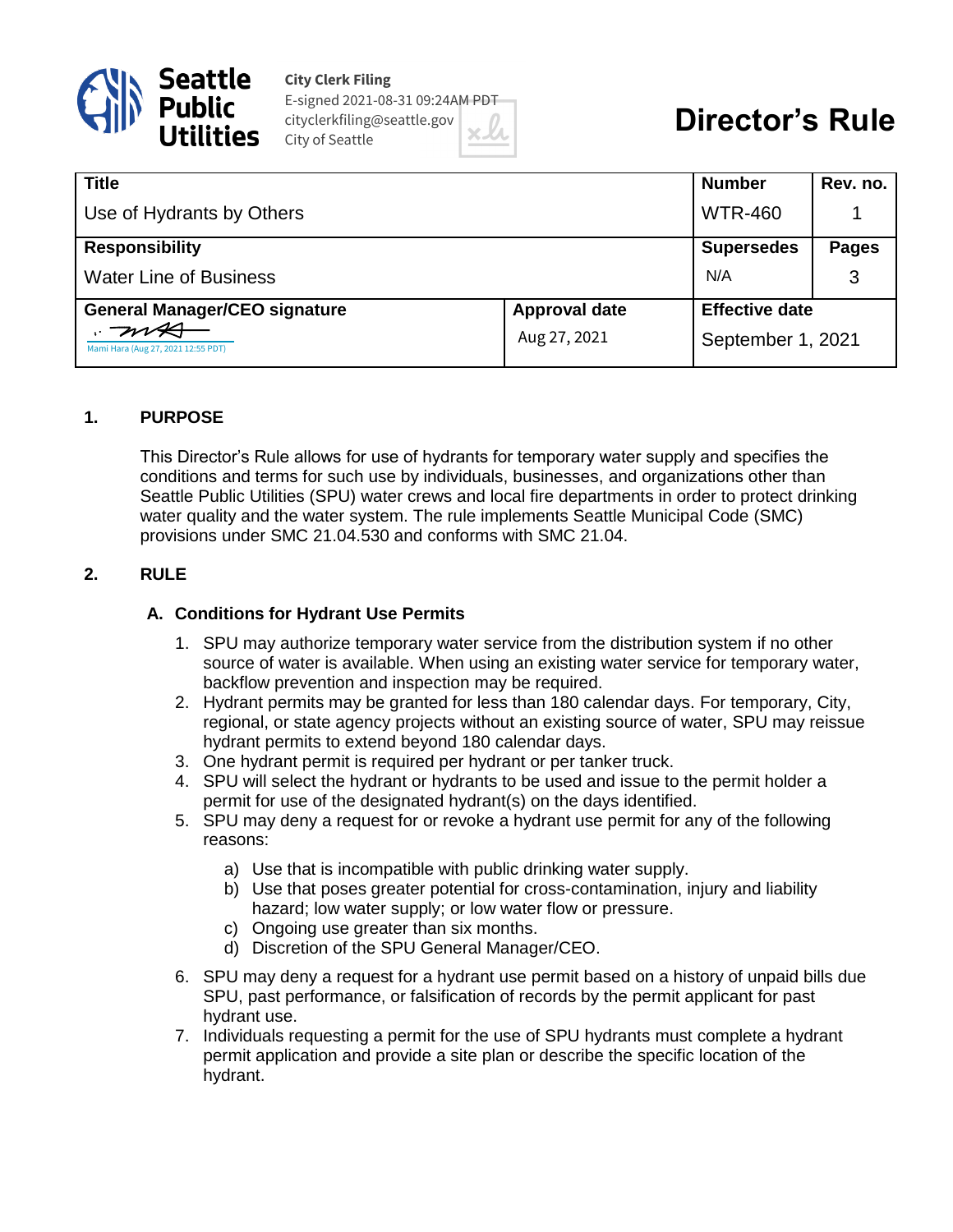Seattle Public Utilities

City Clerk Filing
E-signed 2021-08-31 09:24AM PDT
cityclerkfiling@seattle.gov
City of Seattle

# Director's Rule

| Title | | Number | Rev. no. |
|---|---|---|---|
| Use of Hydrants by Others | | WTR-460 | 1 |
| **Responsibility** | | **Supersedes** | **Pages** |
| Water Line of Business | | N/A | 3 |
| **General Manager/CEO signature** | **Approval date** | **Effective date** | |
| Mami Hara (Aug 27, 2021 12:55 PDT) | Aug 27, 2021 | September 1, 2021 | |

## 1. PURPOSE

This Director's Rule allows for use of hydrants for temporary water supply and specifies the conditions and terms for such use by individuals, businesses, and organizations other than Seattle Public Utilities (SPU) water crews and local fire departments in order to protect drinking water quality and the water system. The rule implements Seattle Municipal Code (SMC) provisions under SMC 21.04.530 and conforms with SMC 21.04.

## 2. RULE

### A. Conditions for Hydrant Use Permits

1. SPU may authorize temporary water service from the distribution system if no other source of water is available. When using an existing water service for temporary water, backflow prevention and inspection may be required.
2. Hydrant permits may be granted for less than 180 calendar days. For temporary, City, regional, or state agency projects without an existing source of water, SPU may reissue hydrant permits to extend beyond 180 calendar days.
3. One hydrant permit is required per hydrant or per tanker truck.
4. SPU will select the hydrant or hydrants to be used and issue to the permit holder a permit for use of the designated hydrant(s) on the days identified.
5. SPU may deny a request for or revoke a hydrant use permit for any of the following reasons:
   a) Use that is incompatible with public drinking water supply.
   b) Use that poses greater potential for cross-contamination, injury and liability hazard; low water supply; or low water flow or pressure.
   c) Ongoing use greater than six months.
   d) Discretion of the SPU General Manager/CEO.
6. SPU may deny a request for a hydrant use permit based on a history of unpaid bills due SPU, past performance, or falsification of records by the permit applicant for past hydrant use.
7. Individuals requesting a permit for the use of SPU hydrants must complete a hydrant permit application and provide a site plan or describe the specific location of the hydrant.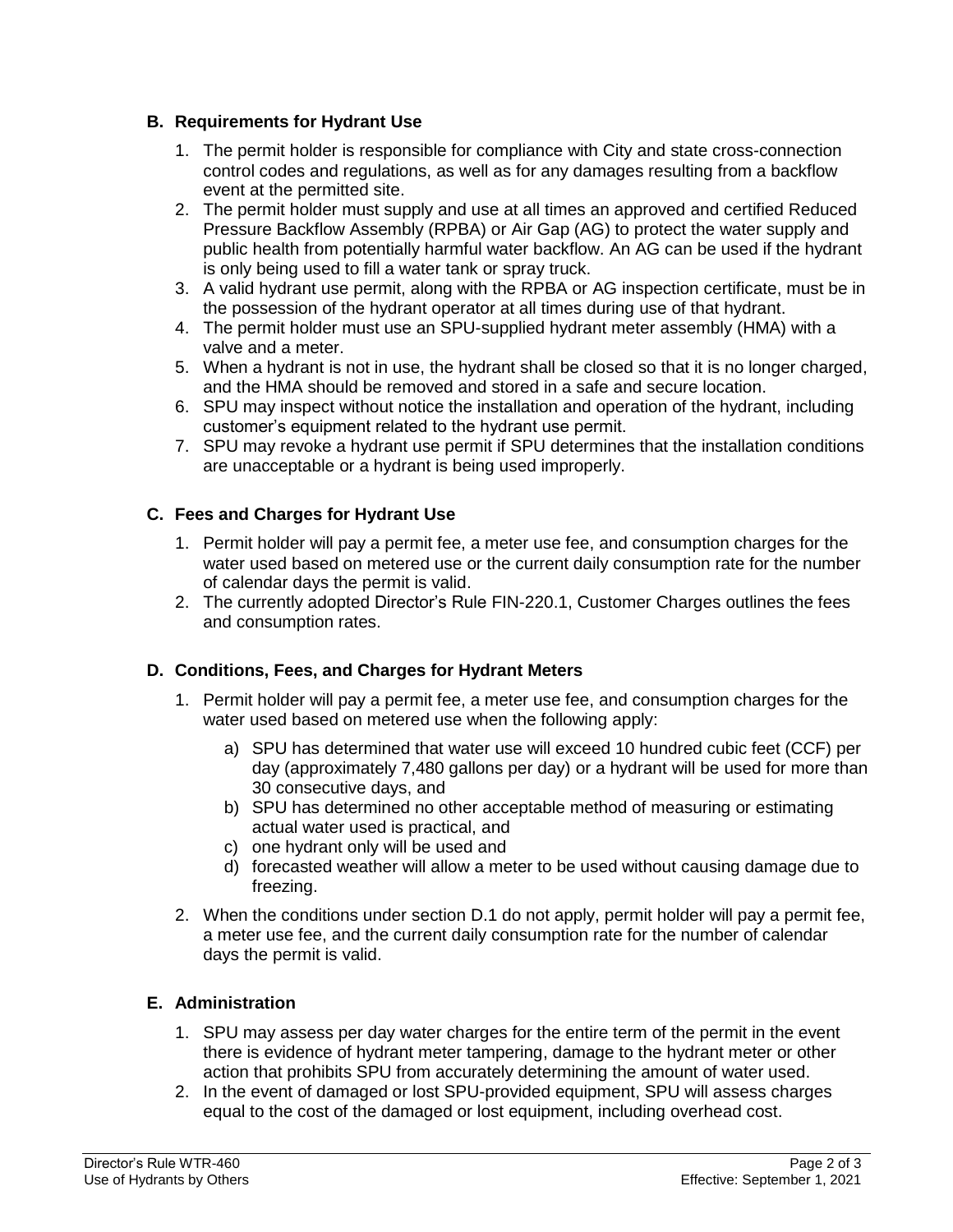### B. Requirements for Hydrant Use

1. The permit holder is responsible for compliance with City and state cross-connection control codes and regulations, as well as for any damages resulting from a backflow event at the permitted site.
2. The permit holder must supply and use at all times an approved and certified Reduced Pressure Backflow Assembly (RPBA) or Air Gap (AG) to protect the water supply and public health from potentially harmful water backflow. An AG can be used if the hydrant is only being used to fill a water tank or spray truck.
3. A valid hydrant use permit, along with the RPBA or AG inspection certificate, must be in the possession of the hydrant operator at all times during use of that hydrant.
4. The permit holder must use an SPU-supplied hydrant meter assembly (HMA) with a valve and a meter.
5. When a hydrant is not in use, the hydrant shall be closed so that it is no longer charged, and the HMA should be removed and stored in a safe and secure location.
6. SPU may inspect without notice the installation and operation of the hydrant, including customer's equipment related to the hydrant use permit.
7. SPU may revoke a hydrant use permit if SPU determines that the installation conditions are unacceptable or a hydrant is being used improperly.

### C. Fees and Charges for Hydrant Use

1. Permit holder will pay a permit fee, a meter use fee, and consumption charges for the water used based on metered use or the current daily consumption rate for the number of calendar days the permit is valid.
2. The currently adopted Director's Rule FIN-220.1, Customer Charges outlines the fees and consumption rates.

### D. Conditions, Fees, and Charges for Hydrant Meters

1. Permit holder will pay a permit fee, a meter use fee, and consumption charges for the water used based on metered use when the following apply:
   a) SPU has determined that water use will exceed 10 hundred cubic feet (CCF) per day (approximately 7,480 gallons per day) or a hydrant will be used for more than 30 consecutive days, and
   b) SPU has determined no other acceptable method of measuring or estimating actual water used is practical, and
   c) one hydrant only will be used and
   d) forecasted weather will allow a meter to be used without causing damage due to freezing.
2. When the conditions under section D.1 do not apply, permit holder will pay a permit fee, a meter use fee, and the current daily consumption rate for the number of calendar days the permit is valid.

### E. Administration

1. SPU may assess per day water charges for the entire term of the permit in the event there is evidence of hydrant meter tampering, damage to the hydrant meter or other action that prohibits SPU from accurately determining the amount of water used.
2. In the event of damaged or lost SPU-provided equipment, SPU will assess charges equal to the cost of the damaged or lost equipment, including overhead cost.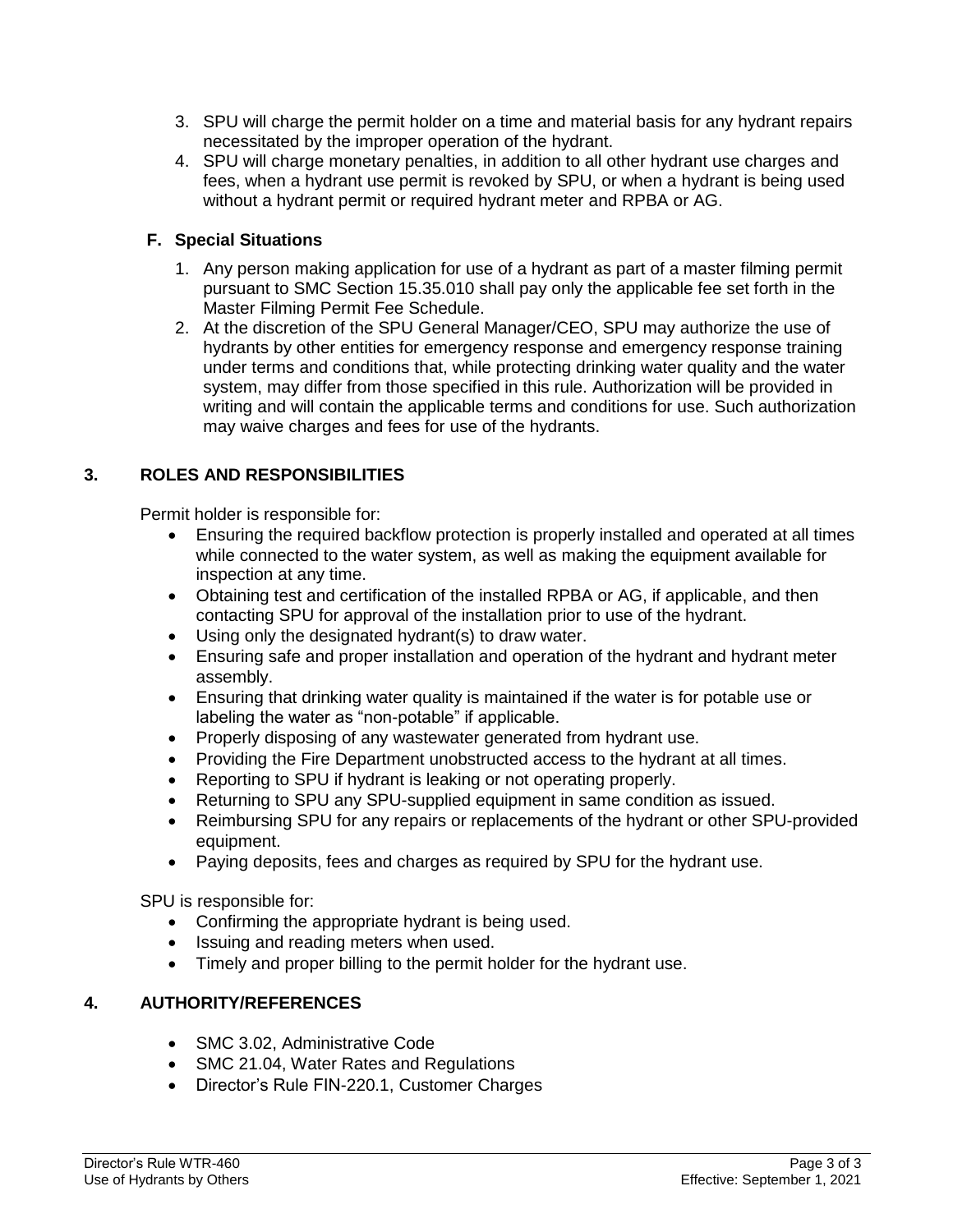3. SPU will charge the permit holder on a time and material basis for any hydrant repairs necessitated by the improper operation of the hydrant.
4. SPU will charge monetary penalties, in addition to all other hydrant use charges and fees, when a hydrant use permit is revoked by SPU, or when a hydrant is being used without a hydrant permit or required hydrant meter and RPBA or AG.

### F. Special Situations

1. Any person making application for use of a hydrant as part of a master filming permit pursuant to SMC Section 15.35.010 shall pay only the applicable fee set forth in the Master Filming Permit Fee Schedule.
2. At the discretion of the SPU General Manager/CEO, SPU may authorize the use of hydrants by other entities for emergency response and emergency response training under terms and conditions that, while protecting drinking water quality and the water system, may differ from those specified in this rule. Authorization will be provided in writing and will contain the applicable terms and conditions for use. Such authorization may waive charges and fees for use of the hydrants.

## 3. ROLES AND RESPONSIBILITIES

Permit holder is responsible for:

- Ensuring the required backflow protection is properly installed and operated at all times while connected to the water system, as well as making the equipment available for inspection at any time.
- Obtaining test and certification of the installed RPBA or AG, if applicable, and then contacting SPU for approval of the installation prior to use of the hydrant.
- Using only the designated hydrant(s) to draw water.
- Ensuring safe and proper installation and operation of the hydrant and hydrant meter assembly.
- Ensuring that drinking water quality is maintained if the water is for potable use or labeling the water as "non-potable" if applicable.
- Properly disposing of any wastewater generated from hydrant use.
- Providing the Fire Department unobstructed access to the hydrant at all times.
- Reporting to SPU if hydrant is leaking or not operating properly.
- Returning to SPU any SPU-supplied equipment in same condition as issued.
- Reimbursing SPU for any repairs or replacements of the hydrant or other SPU-provided equipment.
- Paying deposits, fees and charges as required by SPU for the hydrant use.

SPU is responsible for:

- Confirming the appropriate hydrant is being used.
- Issuing and reading meters when used.
- Timely and proper billing to the permit holder for the hydrant use.

## 4. AUTHORITY/REFERENCES

- SMC 3.02, Administrative Code
- SMC 21.04, Water Rates and Regulations
- Director's Rule FIN-220.1, Customer Charges